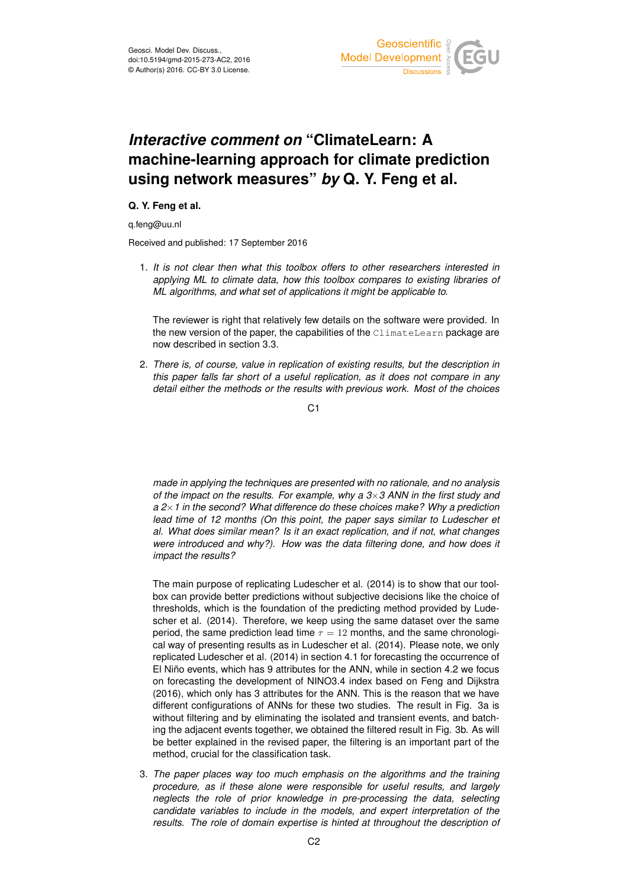# *Interactive comment on* "ClimateLearn: A machine-learning approach for climate prediction using network measures" *by* Q. Y. Feng et al.

**Q. Y. Feng et al.**

q.feng@uu.nl

Received and published: 17 September 2016

1. *It is not clear then what this toolbox offers to other researchers interested in applying ML to climate data, how this toolbox compares to existing libraries of ML algorithms, and what set of applications it might be applicable to.*

   The reviewer is right that relatively few details on the software were provided. In the new version of the paper, the capabilities of the `ClimateLearn` package are now described in section 3.3.

2. *There is, of course, value in replication of existing results, but the description in this paper falls far short of a useful replication, as it does not compare in any detail either the methods or the results with previous work. Most of the choices made in applying the techniques are presented with no rationale, and no analysis of the impact on the results. For example, why a 3×3 ANN in the first study and a 2×1 in the second? What difference do these choices make? Why a prediction lead time of 12 months (On this point, the paper says similar to Ludescher et al. What does similar mean? Is it an exact replication, and if not, what changes were introduced and why?). How was the data filtering done, and how does it impact the results?*

   The main purpose of replicating Ludescher et al. (2014) is to show that our toolbox can provide better predictions without subjective decisions like the choice of thresholds, which is the foundation of the predicting method provided by Ludescher et al. (2014). Therefore, we keep using the same dataset over the same period, the same prediction lead time $\tau = 12$ months, and the same chronological way of presenting results as in Ludescher et al. (2014). Please note, we only replicated Ludescher et al. (2014) in section 4.1 for forecasting the occurrence of El Niño events, which has 9 attributes for the ANN, while in section 4.2 we focus on forecasting the development of NINO3.4 index based on Feng and Dijkstra (2016), which only has 3 attributes for the ANN. This is the reason that we have different configurations of ANNs for these two studies. The result in Fig. 3a is without filtering and by eliminating the isolated and transient events, and batching the adjacent events together, we obtained the filtered result in Fig. 3b. As will be better explained in the revised paper, the filtering is an important part of the method, crucial for the classification task.

3. *The paper places way too much emphasis on the algorithms and the training procedure, as if these alone were responsible for useful results, and largely neglects the role of prior knowledge in pre-processing the data, selecting candidate variables to include in the models, and expert interpretation of the results. The role of domain expertise is hinted at throughout the description of*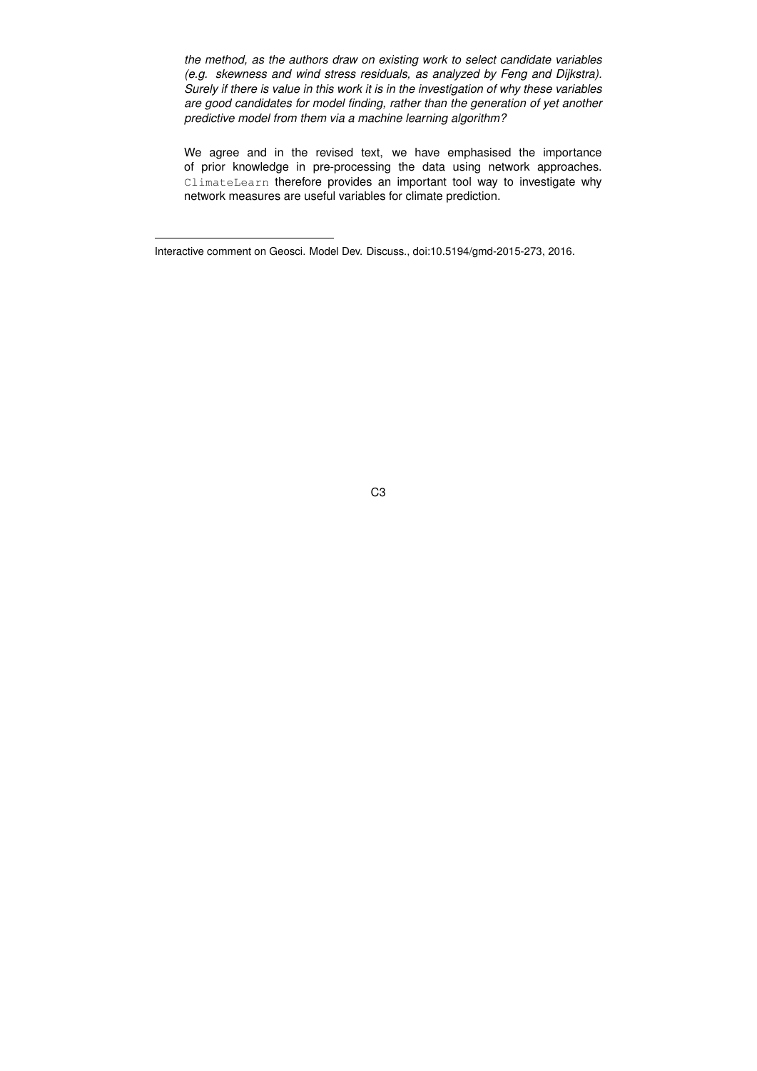*the method, as the authors draw on existing work to select candidate variables (e.g. skewness and wind stress residuals, as analyzed by Feng and Dijkstra). Surely if there is value in this work it is in the investigation of why these variables are good candidates for model finding, rather than the generation of yet another predictive model from them via a machine learning algorithm?*

We agree and in the revised text, we have emphasised the importance of prior knowledge in pre-processing the data using network approaches. `ClimateLearn` therefore provides an important tool way to investigate why network measures are useful variables for climate prediction.

---

Interactive comment on Geosci. Model Dev. Discuss., doi:10.5194/gmd-2015-273, 2016.